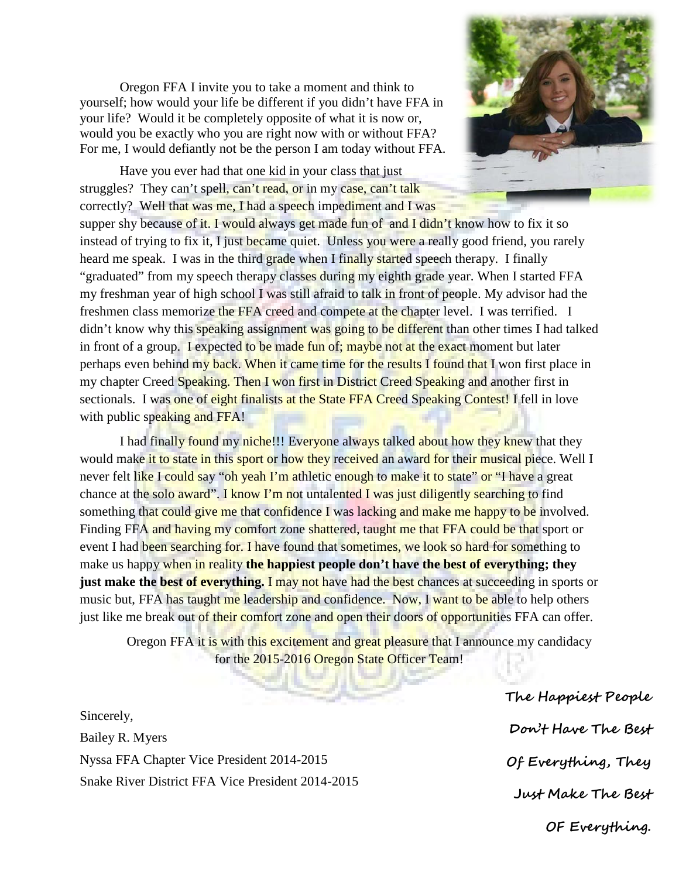Oregon FFA I invite you to take a moment and think to yourself; how would your life be different if you didn't have FFA in your life? Would it be completely opposite of what it is now or, would you be exactly who you are right now with or without FFA? For me, I would defiantly not be the person I am today without FFA.

Have you ever had that one kid in your class that just struggles? They can't spell, can't read, or in my case, can't talk correctly? Well that was me, I had a speech impediment and I was supper shy because of it. I would always get made fun of and I didn't know how to fix it so instead of trying to fix it, I just became quiet. Unless you were a really good friend, you rarely heard me speak. I was in the third grade when I finally started speech therapy. I finally "graduated" from my speech therapy classes during my eighth grade year. When I started FFA my freshman year of high school I was still afraid to talk in front of people. My advisor had the freshmen class memorize the FFA creed and compete at the chapter level. I was terrified. I didn't know why this speaking assignment was going to be different than other times I had talked in front of a group. I expected to be made fun of; maybe not at the exact moment but later perhaps even behind my back. When it came time for the results I found that I won first place in my chapter Creed Speaking. Then I won first in District Creed Speaking and another first in sectionals. I was one of eight finalists at the State FFA Creed Speaking Contest! I fell in love with public speaking and FFA!

I had finally found my niche!!! Everyone always talked about how they knew that they would make it to state in this sport or how they received an award for their musical piece. Well I never felt like I could say "oh yeah I'm athletic enough to make it to state" or "I have a great chance at the solo award". I know I'm not untalented I was just diligently searching to find something that could give me that confidence I was lacking and make me happy to be involved. Finding FFA and having my comfort zone shattered, taught me that FFA could be that sport or event I had been searching for. I have found that sometimes, we look so hard for something to make us happy when in reality **the happiest people don't have the best of everything; they just make the best of everything.** I may not have had the best chances at succeeding in sports or music but, FFA has taught me leadership and confidence. Now, I want to be able to help others just like me break out of their comfort zone and open their doors of opportunities FFA can offer.

Oregon FFA it is with this excitement and great pleasure that I announce my candidacy for the 2015-2016 Oregon State Officer Team!

Sincerely,
Bailey R. Myers
Nyssa FFA Chapter Vice President 2014-2015
Snake River District FFA Vice President 2014-2015

**The Happiest People Don't Have The Best Of Everything, They Just Make The Best OF Everything.**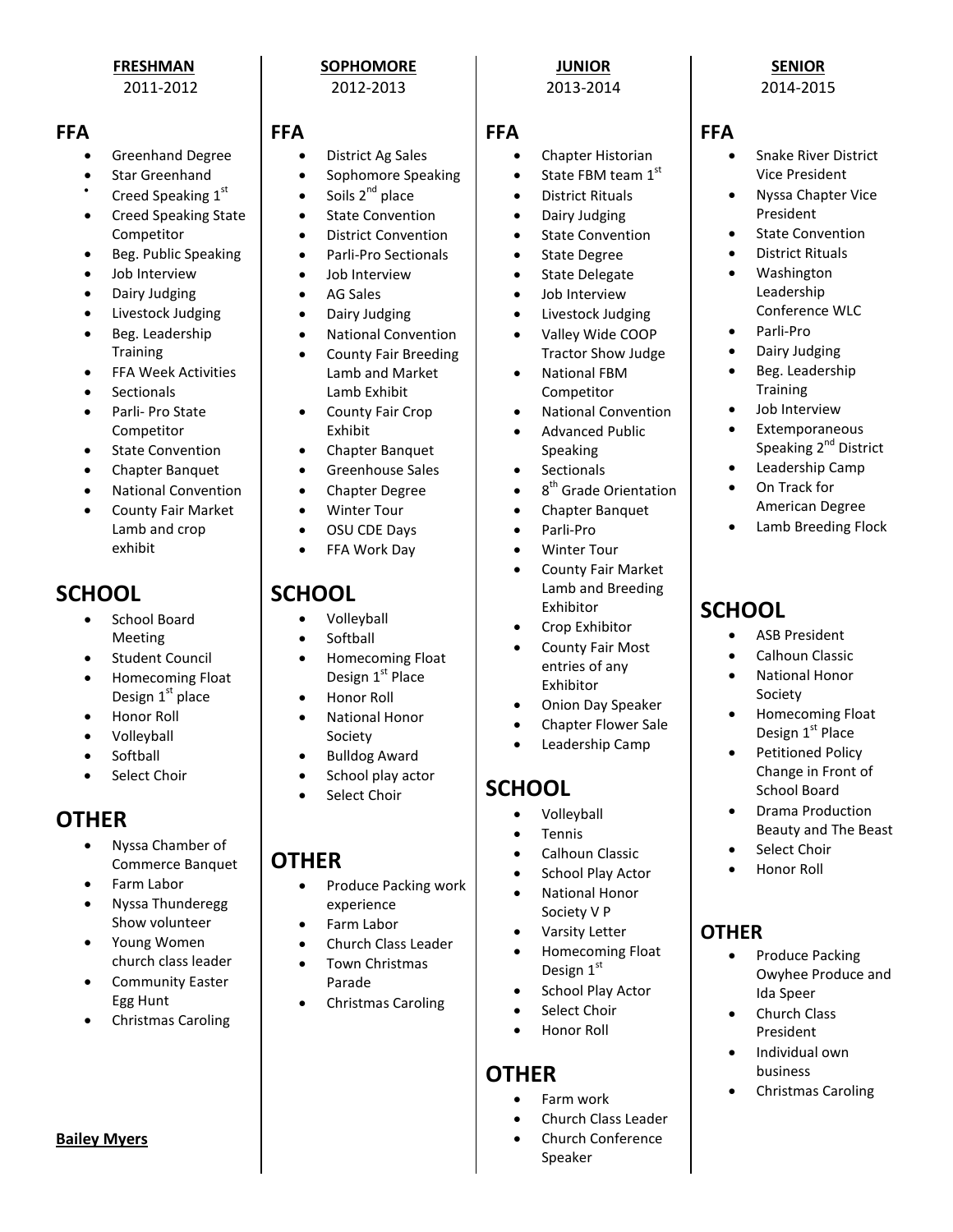## FRESHMAN

2011-2012

### FFA

- Greenhand Degree
- Star Greenhand
- Creed Speaking 1st
- Creed Speaking State Competitor
- Beg. Public Speaking
- Job Interview
- Dairy Judging
- Livestock Judging
- Beg. Leadership Training
- FFA Week Activities
- Sectionals
- Parli- Pro State Competitor
- State Convention
- Chapter Banquet
- National Convention
- County Fair Market Lamb and crop exhibit

### SCHOOL

- School Board Meeting
- Student Council
- Homecoming Float Design 1st place
- Honor Roll
- Volleyball
- Softball
- Select Choir

### OTHER

- Nyssa Chamber of Commerce Banquet
- Farm Labor
- Nyssa Thunderegg Show volunteer
- Young Women church class leader
- Community Easter Egg Hunt
- Christmas Caroling

**Bailey Myers**

## SOPHOMORE

2012-2013

### FFA

- District Ag Sales
- Sophomore Speaking
- Soils 2nd place
- State Convention
- District Convention
- Parli-Pro Sectionals
- Job Interview
- AG Sales
- Dairy Judging
- National Convention
- County Fair Breeding Lamb and Market Lamb Exhibit
- County Fair Crop Exhibit
- Chapter Banquet
- Greenhouse Sales
- Chapter Degree
- Winter Tour
- OSU CDE Days
- FFA Work Day

### SCHOOL

- Volleyball
- Softball
- Homecoming Float Design 1st Place
- Honor Roll
- National Honor Society
- Bulldog Award
- School play actor
- Select Choir

### OTHER

- Produce Packing work experience
- Farm Labor
- Church Class Leader
- Town Christmas Parade
- Christmas Caroling

## JUNIOR

2013-2014

### FFA

- Chapter Historian
- State FBM team 1st
- District Rituals
- Dairy Judging
- State Convention
- State Degree
- State Delegate
- Job Interview
- Livestock Judging
- Valley Wide COOP Tractor Show Judge
- National FBM Competitor
- National Convention
- Advanced Public Speaking
- Sectionals
- 8th Grade Orientation
- Chapter Banquet
- Parli-Pro
- Winter Tour
- County Fair Market Lamb and Breeding Exhibitor
- Crop Exhibitor
- County Fair Most entries of any Exhibitor
- Onion Day Speaker
- Chapter Flower Sale
- Leadership Camp

### SCHOOL

- Volleyball
- Tennis
- Calhoun Classic
- School Play Actor
- National Honor Society V P
- Varsity Letter
- Homecoming Float Design 1st
- School Play Actor
- Select Choir
- Honor Roll

### OTHER

- Farm work
- Church Class Leader
- Church Conference Speaker

## SENIOR

2014-2015

### FFA

- Snake River District Vice President
- Nyssa Chapter Vice President
- State Convention
- District Rituals
- Washington Leadership Conference WLC
- Parli-Pro
- Dairy Judging
- Beg. Leadership Training
- Job Interview
- Extemporaneous Speaking 2nd District
- Leadership Camp
- On Track for American Degree
- Lamb Breeding Flock

### SCHOOL

- ASB President
- Calhoun Classic
- National Honor Society
- Homecoming Float Design 1st Place
- Petitioned Policy Change in Front of School Board
- Drama Production Beauty and The Beast
- Select Choir
- Honor Roll

### OTHER

- Produce Packing Owyhee Produce and Ida Speer
- Church Class President
- Individual own business
- Christmas Caroling